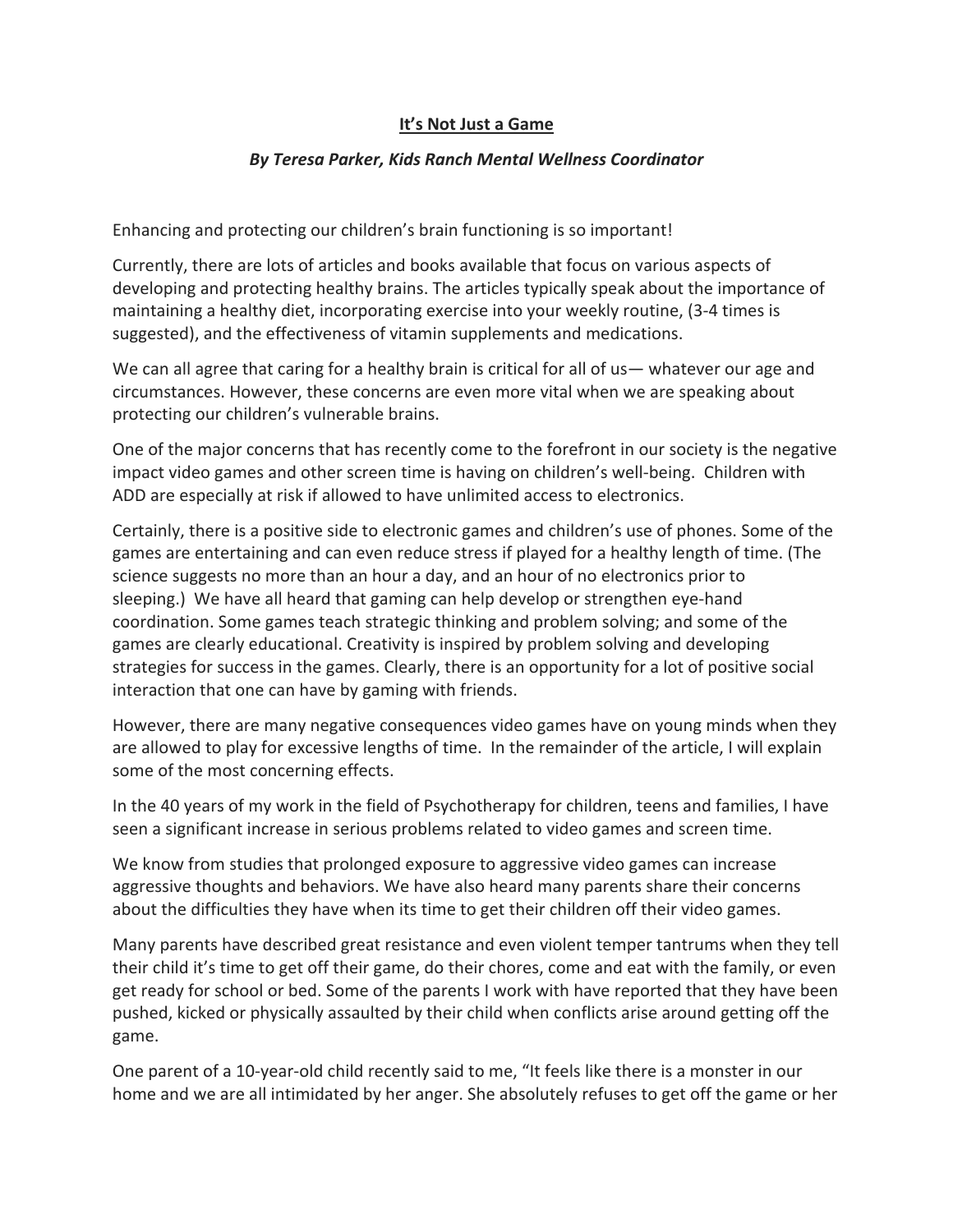# <u>It's Not Just a Game</u>

***By Teresa Parker, Kids Ranch Mental Wellness Coordinator***

Enhancing and protecting our children's brain functioning is so important!

Currently, there are lots of articles and books available that focus on various aspects of developing and protecting healthy brains. The articles typically speak about the importance of maintaining a healthy diet, incorporating exercise into your weekly routine, (3-4 times is suggested), and the effectiveness of vitamin supplements and medications.

We can all agree that caring for a healthy brain is critical for all of us— whatever our age and circumstances. However, these concerns are even more vital when we are speaking about protecting our children's vulnerable brains.

One of the major concerns that has recently come to the forefront in our society is the negative impact video games and other screen time is having on children's well-being. Children with ADD are especially at risk if allowed to have unlimited access to electronics.

Certainly, there is a positive side to electronic games and children's use of phones. Some of the games are entertaining and can even reduce stress if played for a healthy length of time. (The science suggests no more than an hour a day, and an hour of no electronics prior to sleeping.) We have all heard that gaming can help develop or strengthen eye-hand coordination. Some games teach strategic thinking and problem solving; and some of the games are clearly educational. Creativity is inspired by problem solving and developing strategies for success in the games. Clearly, there is an opportunity for a lot of positive social interaction that one can have by gaming with friends.

However, there are many negative consequences video games have on young minds when they are allowed to play for excessive lengths of time. In the remainder of the article, I will explain some of the most concerning effects.

In the 40 years of my work in the field of Psychotherapy for children, teens and families, I have seen a significant increase in serious problems related to video games and screen time.

We know from studies that prolonged exposure to aggressive video games can increase aggressive thoughts and behaviors. We have also heard many parents share their concerns about the difficulties they have when its time to get their children off their video games.

Many parents have described great resistance and even violent temper tantrums when they tell their child it's time to get off their game, do their chores, come and eat with the family, or even get ready for school or bed. Some of the parents I work with have reported that they have been pushed, kicked or physically assaulted by their child when conflicts arise around getting off the game.

One parent of a 10-year-old child recently said to me, "It feels like there is a monster in our home and we are all intimidated by her anger. She absolutely refuses to get off the game or her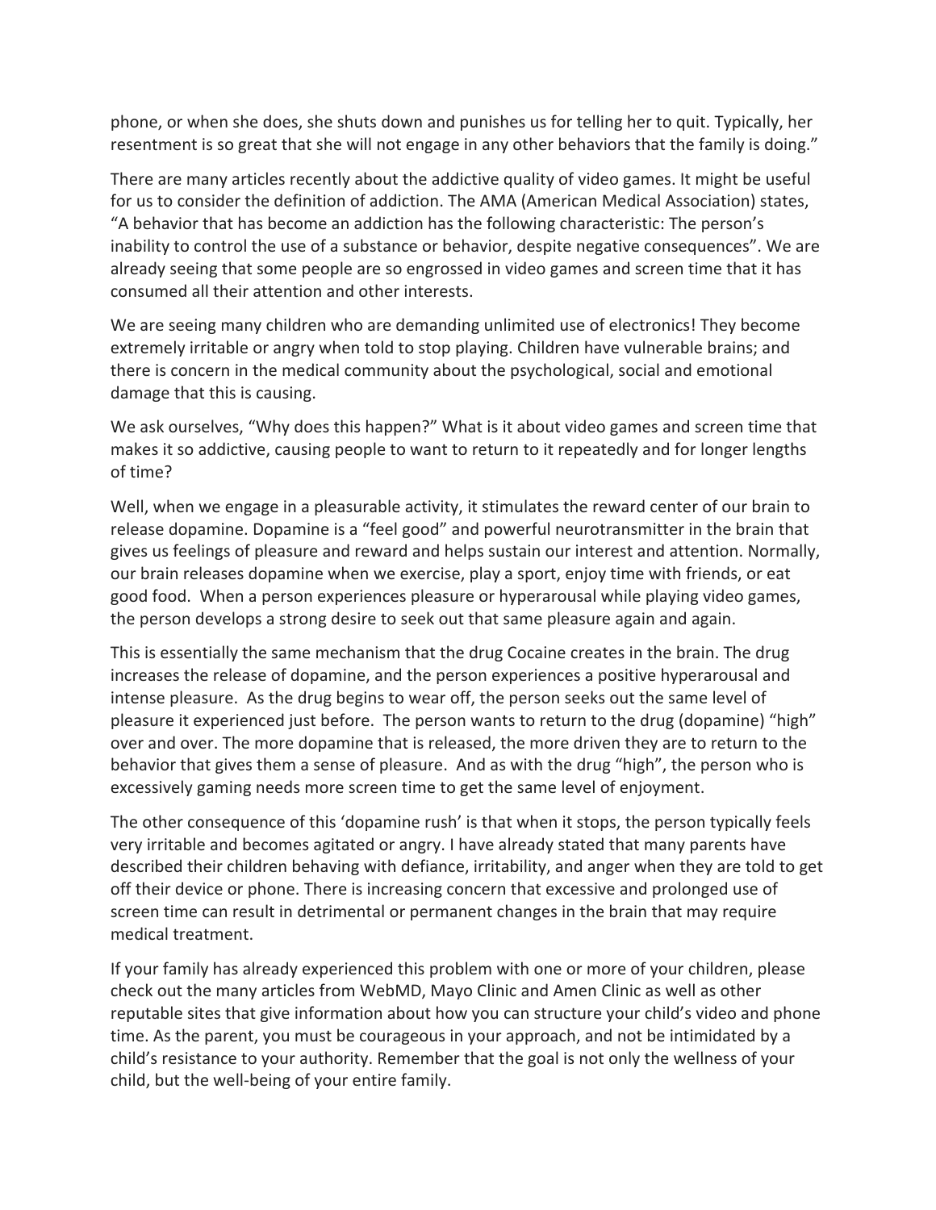phone, or when she does, she shuts down and punishes us for telling her to quit. Typically, her resentment is so great that she will not engage in any other behaviors that the family is doing."

There are many articles recently about the addictive quality of video games. It might be useful for us to consider the definition of addiction. The AMA (American Medical Association) states, "A behavior that has become an addiction has the following characteristic: The person's inability to control the use of a substance or behavior, despite negative consequences". We are already seeing that some people are so engrossed in video games and screen time that it has consumed all their attention and other interests.

We are seeing many children who are demanding unlimited use of electronics! They become extremely irritable or angry when told to stop playing. Children have vulnerable brains; and there is concern in the medical community about the psychological, social and emotional damage that this is causing.

We ask ourselves, "Why does this happen?" What is it about video games and screen time that makes it so addictive, causing people to want to return to it repeatedly and for longer lengths of time?

Well, when we engage in a pleasurable activity, it stimulates the reward center of our brain to release dopamine. Dopamine is a "feel good" and powerful neurotransmitter in the brain that gives us feelings of pleasure and reward and helps sustain our interest and attention. Normally, our brain releases dopamine when we exercise, play a sport, enjoy time with friends, or eat good food. When a person experiences pleasure or hyperarousal while playing video games, the person develops a strong desire to seek out that same pleasure again and again.

This is essentially the same mechanism that the drug Cocaine creates in the brain. The drug increases the release of dopamine, and the person experiences a positive hyperarousal and intense pleasure. As the drug begins to wear off, the person seeks out the same level of pleasure it experienced just before. The person wants to return to the drug (dopamine) "high" over and over. The more dopamine that is released, the more driven they are to return to the behavior that gives them a sense of pleasure. And as with the drug "high", the person who is excessively gaming needs more screen time to get the same level of enjoyment.

The other consequence of this 'dopamine rush' is that when it stops, the person typically feels very irritable and becomes agitated or angry. I have already stated that many parents have described their children behaving with defiance, irritability, and anger when they are told to get off their device or phone. There is increasing concern that excessive and prolonged use of screen time can result in detrimental or permanent changes in the brain that may require medical treatment.

If your family has already experienced this problem with one or more of your children, please check out the many articles from WebMD, Mayo Clinic and Amen Clinic as well as other reputable sites that give information about how you can structure your child's video and phone time. As the parent, you must be courageous in your approach, and not be intimidated by a child's resistance to your authority. Remember that the goal is not only the wellness of your child, but the well-being of your entire family.